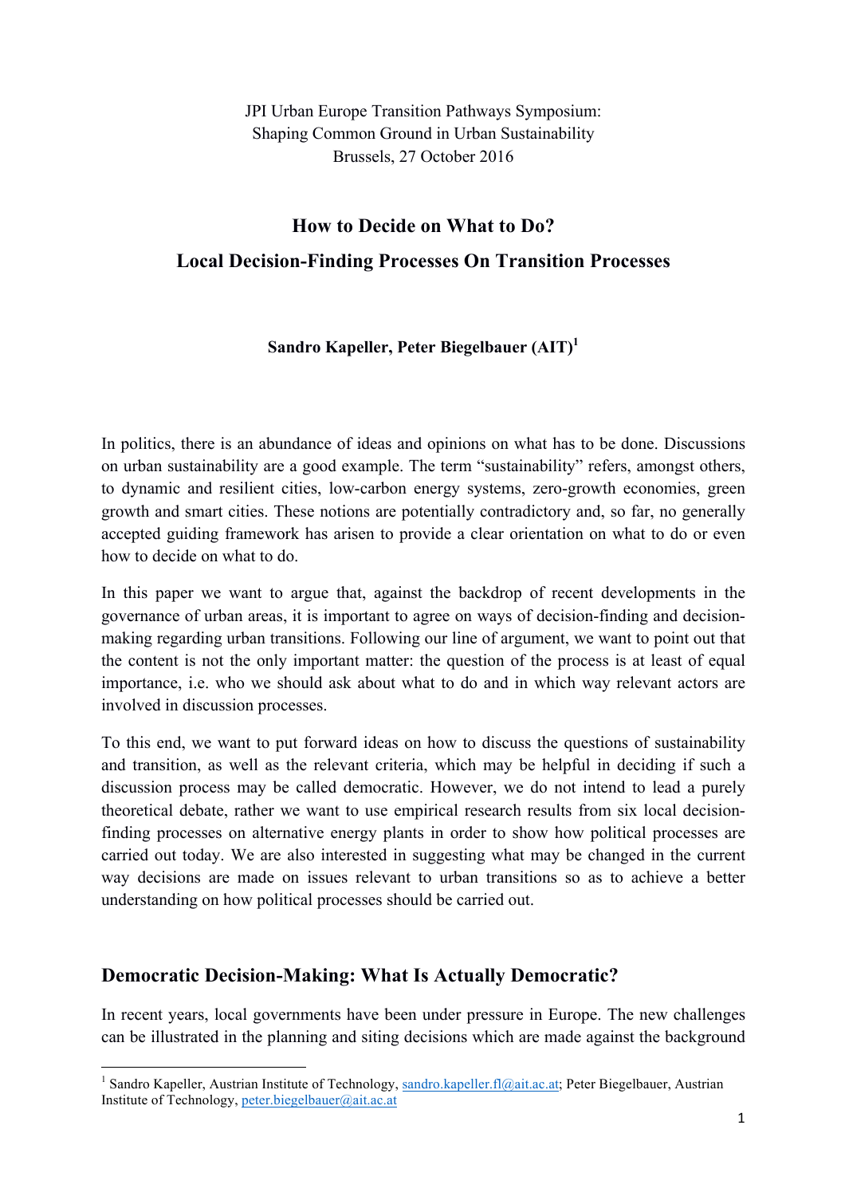JPI Urban Europe Transition Pathways Symposium:
Shaping Common Ground in Urban Sustainability
Brussels, 27 October 2016

# How to Decide on What to Do?

# Local Decision-Finding Processes On Transition Processes

**Sandro Kapeller, Peter Biegelbauer (AIT)[1]**

In politics, there is an abundance of ideas and opinions on what has to be done. Discussions on urban sustainability are a good example. The term "sustainability" refers, amongst others, to dynamic and resilient cities, low-carbon energy systems, zero-growth economies, green growth and smart cities. These notions are potentially contradictory and, so far, no generally accepted guiding framework has arisen to provide a clear orientation on what to do or even how to decide on what to do.

In this paper we want to argue that, against the backdrop of recent developments in the governance of urban areas, it is important to agree on ways of decision-finding and decision-making regarding urban transitions. Following our line of argument, we want to point out that the content is not the only important matter: the question of the process is at least of equal importance, i.e. who we should ask about what to do and in which way relevant actors are involved in discussion processes.

To this end, we want to put forward ideas on how to discuss the questions of sustainability and transition, as well as the relevant criteria, which may be helpful in deciding if such a discussion process may be called democratic. However, we do not intend to lead a purely theoretical debate, rather we want to use empirical research results from six local decision-finding processes on alternative energy plants in order to show how political processes are carried out today. We are also interested in suggesting what may be changed in the current way decisions are made on issues relevant to urban transitions so as to achieve a better understanding on how political processes should be carried out.

## Democratic Decision-Making: What Is Actually Democratic?

In recent years, local governments have been under pressure in Europe. The new challenges can be illustrated in the planning and siting decisions which are made against the background

[1] Sandro Kapeller, Austrian Institute of Technology, sandro.kapeller.fl@ait.ac.at; Peter Biegelbauer, Austrian Institute of Technology, peter.biegelbauer@ait.ac.at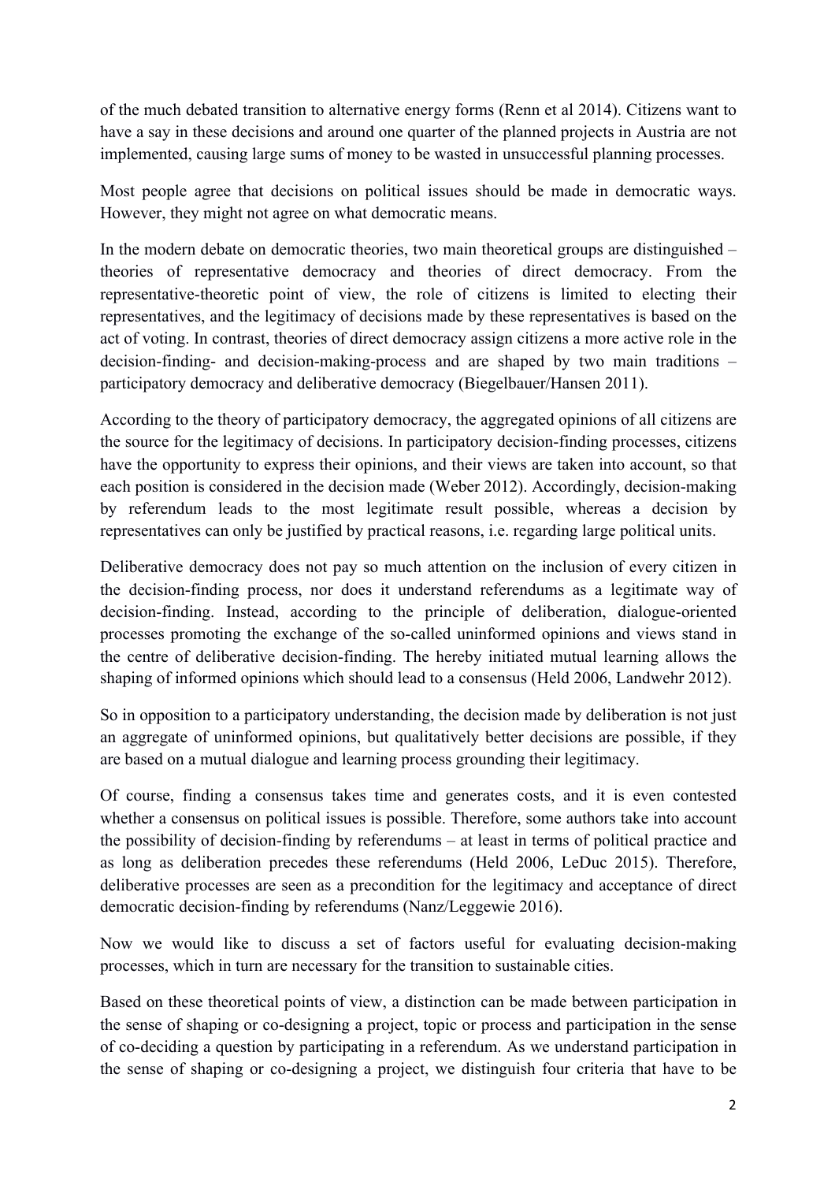of the much debated transition to alternative energy forms (Renn et al 2014). Citizens want to have a say in these decisions and around one quarter of the planned projects in Austria are not implemented, causing large sums of money to be wasted in unsuccessful planning processes.

Most people agree that decisions on political issues should be made in democratic ways. However, they might not agree on what democratic means.

In the modern debate on democratic theories, two main theoretical groups are distinguished – theories of representative democracy and theories of direct democracy. From the representative-theoretic point of view, the role of citizens is limited to electing their representatives, and the legitimacy of decisions made by these representatives is based on the act of voting. In contrast, theories of direct democracy assign citizens a more active role in the decision-finding- and decision-making-process and are shaped by two main traditions – participatory democracy and deliberative democracy (Biegelbauer/Hansen 2011).

According to the theory of participatory democracy, the aggregated opinions of all citizens are the source for the legitimacy of decisions. In participatory decision-finding processes, citizens have the opportunity to express their opinions, and their views are taken into account, so that each position is considered in the decision made (Weber 2012). Accordingly, decision-making by referendum leads to the most legitimate result possible, whereas a decision by representatives can only be justified by practical reasons, i.e. regarding large political units.

Deliberative democracy does not pay so much attention on the inclusion of every citizen in the decision-finding process, nor does it understand referendums as a legitimate way of decision-finding. Instead, according to the principle of deliberation, dialogue-oriented processes promoting the exchange of the so-called uninformed opinions and views stand in the centre of deliberative decision-finding. The hereby initiated mutual learning allows the shaping of informed opinions which should lead to a consensus (Held 2006, Landwehr 2012).

So in opposition to a participatory understanding, the decision made by deliberation is not just an aggregate of uninformed opinions, but qualitatively better decisions are possible, if they are based on a mutual dialogue and learning process grounding their legitimacy.

Of course, finding a consensus takes time and generates costs, and it is even contested whether a consensus on political issues is possible. Therefore, some authors take into account the possibility of decision-finding by referendums – at least in terms of political practice and as long as deliberation precedes these referendums (Held 2006, LeDuc 2015). Therefore, deliberative processes are seen as a precondition for the legitimacy and acceptance of direct democratic decision-finding by referendums (Nanz/Leggewie 2016).

Now we would like to discuss a set of factors useful for evaluating decision-making processes, which in turn are necessary for the transition to sustainable cities.

Based on these theoretical points of view, a distinction can be made between participation in the sense of shaping or co-designing a project, topic or process and participation in the sense of co-deciding a question by participating in a referendum. As we understand participation in the sense of shaping or co-designing a project, we distinguish four criteria that have to be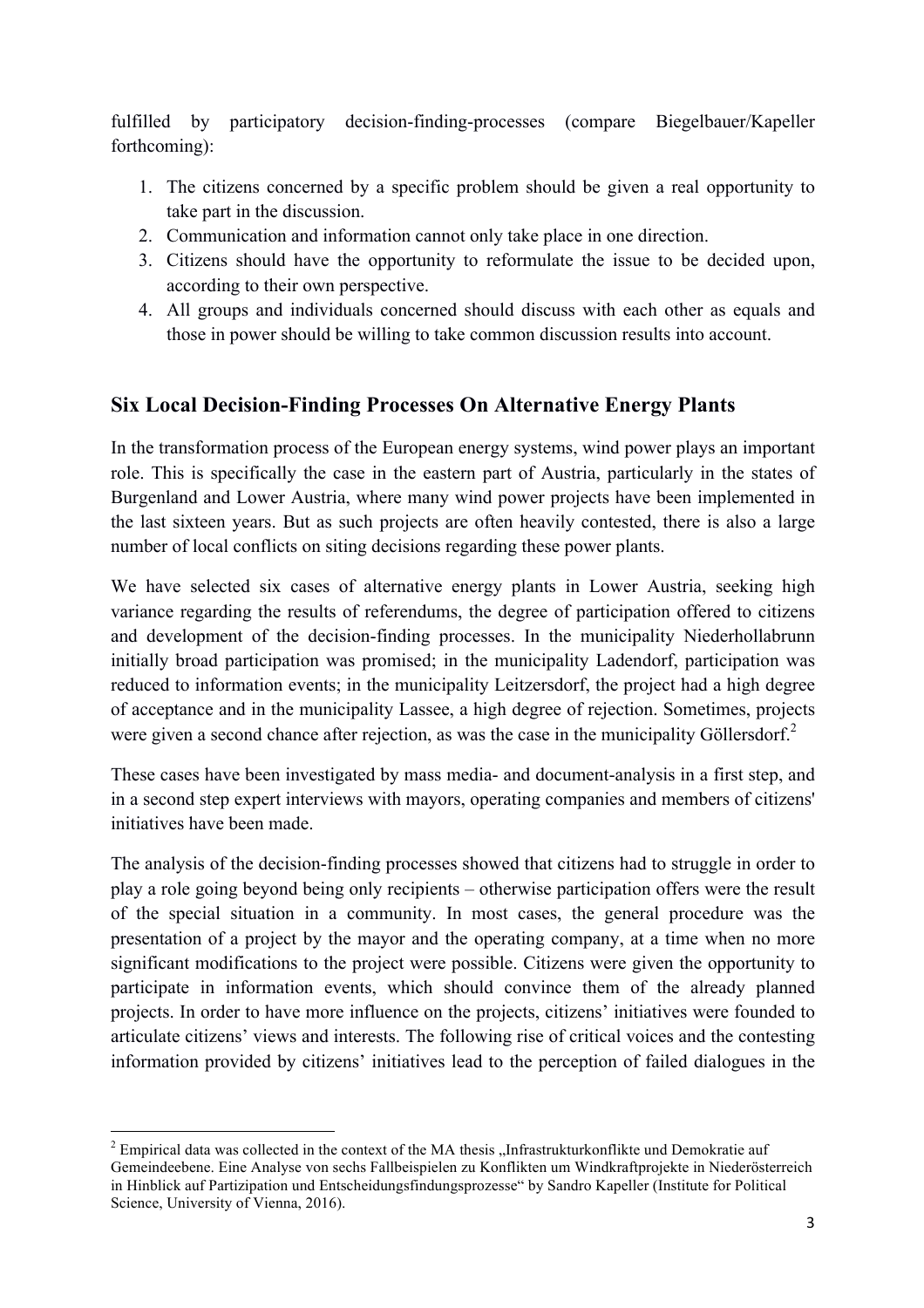fulfilled by participatory decision-finding-processes (compare Biegelbauer/Kapeller forthcoming):

1. The citizens concerned by a specific problem should be given a real opportunity to take part in the discussion.
2. Communication and information cannot only take place in one direction.
3. Citizens should have the opportunity to reformulate the issue to be decided upon, according to their own perspective.
4. All groups and individuals concerned should discuss with each other as equals and those in power should be willing to take common discussion results into account.

## Six Local Decision-Finding Processes On Alternative Energy Plants

In the transformation process of the European energy systems, wind power plays an important role. This is specifically the case in the eastern part of Austria, particularly in the states of Burgenland and Lower Austria, where many wind power projects have been implemented in the last sixteen years. But as such projects are often heavily contested, there is also a large number of local conflicts on siting decisions regarding these power plants.

We have selected six cases of alternative energy plants in Lower Austria, seeking high variance regarding the results of referendums, the degree of participation offered to citizens and development of the decision-finding processes. In the municipality Niederhollabrunn initially broad participation was promised; in the municipality Ladendorf, participation was reduced to information events; in the municipality Leitzersdorf, the project had a high degree of acceptance and in the municipality Lassee, a high degree of rejection. Sometimes, projects were given a second chance after rejection, as was the case in the municipality Göllersdorf.[2]

These cases have been investigated by mass media- and document-analysis in a first step, and in a second step expert interviews with mayors, operating companies and members of citizens' initiatives have been made.

The analysis of the decision-finding processes showed that citizens had to struggle in order to play a role going beyond being only recipients – otherwise participation offers were the result of the special situation in a community. In most cases, the general procedure was the presentation of a project by the mayor and the operating company, at a time when no more significant modifications to the project were possible. Citizens were given the opportunity to participate in information events, which should convince them of the already planned projects. In order to have more influence on the projects, citizens' initiatives were founded to articulate citizens' views and interests. The following rise of critical voices and the contesting information provided by citizens' initiatives lead to the perception of failed dialogues in the

[2] Empirical data was collected in the context of the MA thesis „Infrastrukturkonflikte und Demokratie auf Gemeindeebene. Eine Analyse von sechs Fallbeispielen zu Konflikten um Windkraftprojekte in Niederösterreich in Hinblick auf Partizipation und Entscheidungsfindungsprozesse“ by Sandro Kapeller (Institute for Political Science, University of Vienna, 2016).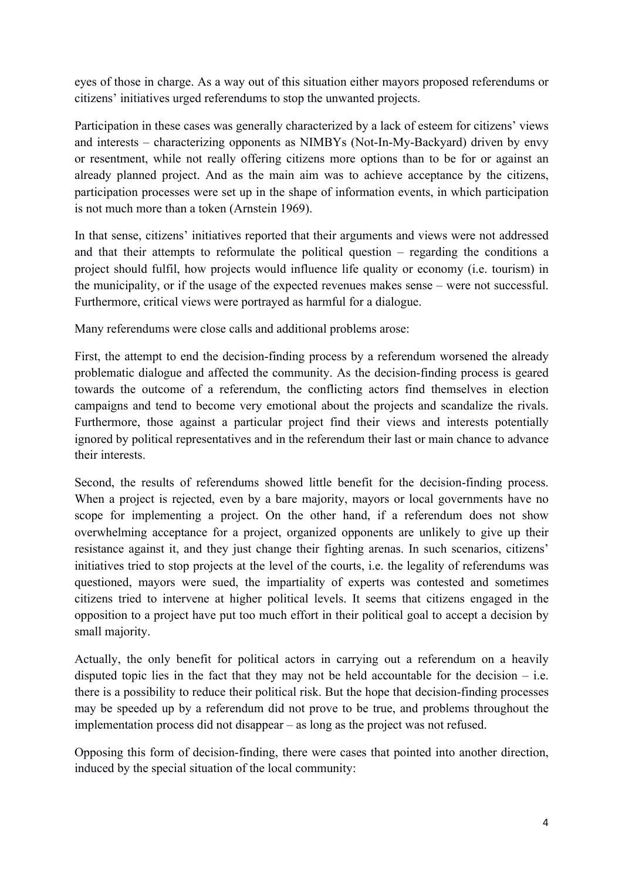eyes of those in charge. As a way out of this situation either mayors proposed referendums or citizens' initiatives urged referendums to stop the unwanted projects.

Participation in these cases was generally characterized by a lack of esteem for citizens' views and interests – characterizing opponents as NIMBYs (Not-In-My-Backyard) driven by envy or resentment, while not really offering citizens more options than to be for or against an already planned project. And as the main aim was to achieve acceptance by the citizens, participation processes were set up in the shape of information events, in which participation is not much more than a token (Arnstein 1969).

In that sense, citizens' initiatives reported that their arguments and views were not addressed and that their attempts to reformulate the political question – regarding the conditions a project should fulfil, how projects would influence life quality or economy (i.e. tourism) in the municipality, or if the usage of the expected revenues makes sense – were not successful. Furthermore, critical views were portrayed as harmful for a dialogue.

Many referendums were close calls and additional problems arose:

First, the attempt to end the decision-finding process by a referendum worsened the already problematic dialogue and affected the community. As the decision-finding process is geared towards the outcome of a referendum, the conflicting actors find themselves in election campaigns and tend to become very emotional about the projects and scandalize the rivals. Furthermore, those against a particular project find their views and interests potentially ignored by political representatives and in the referendum their last or main chance to advance their interests.

Second, the results of referendums showed little benefit for the decision-finding process. When a project is rejected, even by a bare majority, mayors or local governments have no scope for implementing a project. On the other hand, if a referendum does not show overwhelming acceptance for a project, organized opponents are unlikely to give up their resistance against it, and they just change their fighting arenas. In such scenarios, citizens' initiatives tried to stop projects at the level of the courts, i.e. the legality of referendums was questioned, mayors were sued, the impartiality of experts was contested and sometimes citizens tried to intervene at higher political levels. It seems that citizens engaged in the opposition to a project have put too much effort in their political goal to accept a decision by small majority.

Actually, the only benefit for political actors in carrying out a referendum on a heavily disputed topic lies in the fact that they may not be held accountable for the decision – i.e. there is a possibility to reduce their political risk. But the hope that decision-finding processes may be speeded up by a referendum did not prove to be true, and problems throughout the implementation process did not disappear – as long as the project was not refused.

Opposing this form of decision-finding, there were cases that pointed into another direction, induced by the special situation of the local community: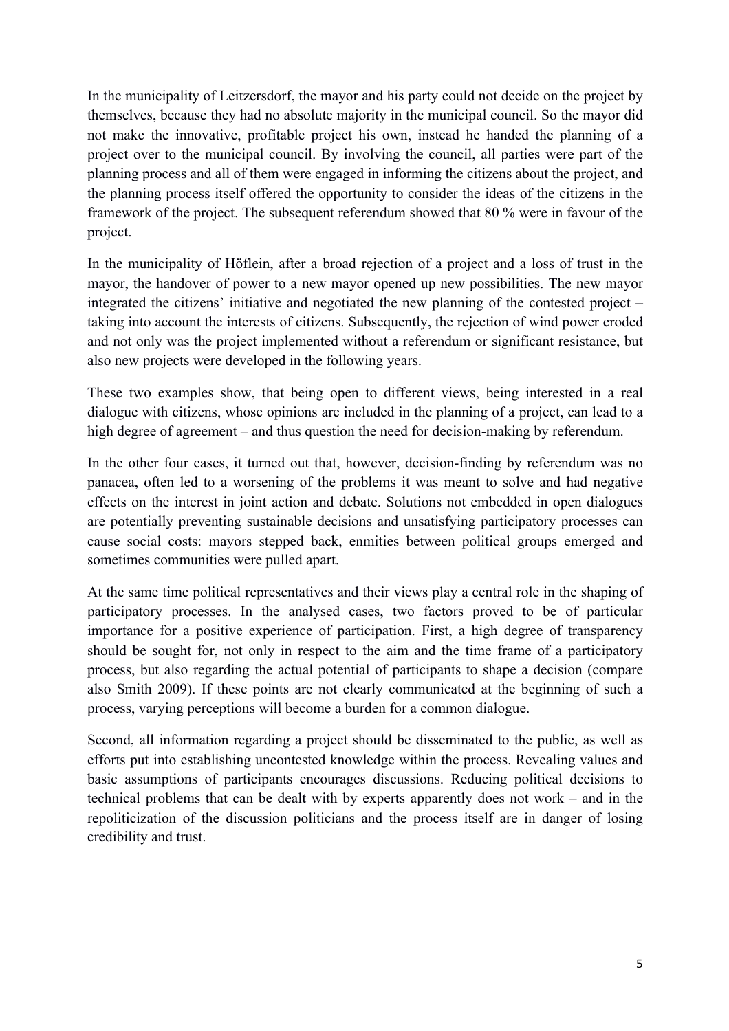In the municipality of Leitzersdorf, the mayor and his party could not decide on the project by themselves, because they had no absolute majority in the municipal council. So the mayor did not make the innovative, profitable project his own, instead he handed the planning of a project over to the municipal council. By involving the council, all parties were part of the planning process and all of them were engaged in informing the citizens about the project, and the planning process itself offered the opportunity to consider the ideas of the citizens in the framework of the project. The subsequent referendum showed that 80 % were in favour of the project.

In the municipality of Höflein, after a broad rejection of a project and a loss of trust in the mayor, the handover of power to a new mayor opened up new possibilities. The new mayor integrated the citizens' initiative and negotiated the new planning of the contested project – taking into account the interests of citizens. Subsequently, the rejection of wind power eroded and not only was the project implemented without a referendum or significant resistance, but also new projects were developed in the following years.

These two examples show, that being open to different views, being interested in a real dialogue with citizens, whose opinions are included in the planning of a project, can lead to a high degree of agreement – and thus question the need for decision-making by referendum.

In the other four cases, it turned out that, however, decision-finding by referendum was no panacea, often led to a worsening of the problems it was meant to solve and had negative effects on the interest in joint action and debate. Solutions not embedded in open dialogues are potentially preventing sustainable decisions and unsatisfying participatory processes can cause social costs: mayors stepped back, enmities between political groups emerged and sometimes communities were pulled apart.

At the same time political representatives and their views play a central role in the shaping of participatory processes. In the analysed cases, two factors proved to be of particular importance for a positive experience of participation. First, a high degree of transparency should be sought for, not only in respect to the aim and the time frame of a participatory process, but also regarding the actual potential of participants to shape a decision (compare also Smith 2009). If these points are not clearly communicated at the beginning of such a process, varying perceptions will become a burden for a common dialogue.

Second, all information regarding a project should be disseminated to the public, as well as efforts put into establishing uncontested knowledge within the process. Revealing values and basic assumptions of participants encourages discussions. Reducing political decisions to technical problems that can be dealt with by experts apparently does not work – and in the repoliticization of the discussion politicians and the process itself are in danger of losing credibility and trust.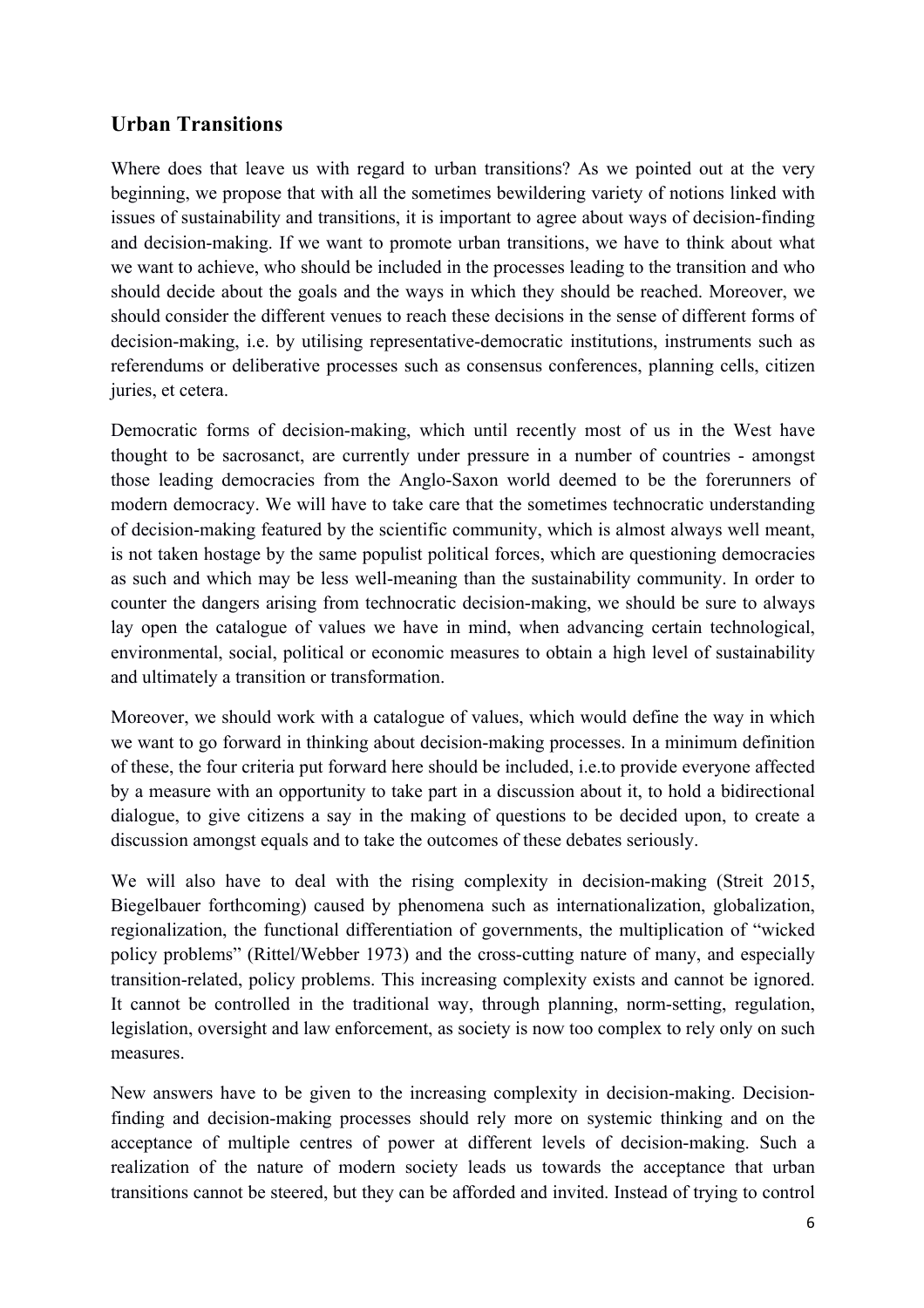## Urban Transitions

Where does that leave us with regard to urban transitions? As we pointed out at the very beginning, we propose that with all the sometimes bewildering variety of notions linked with issues of sustainability and transitions, it is important to agree about ways of decision-finding and decision-making. If we want to promote urban transitions, we have to think about what we want to achieve, who should be included in the processes leading to the transition and who should decide about the goals and the ways in which they should be reached. Moreover, we should consider the different venues to reach these decisions in the sense of different forms of decision-making, i.e. by utilising representative-democratic institutions, instruments such as referendums or deliberative processes such as consensus conferences, planning cells, citizen juries, et cetera.

Democratic forms of decision-making, which until recently most of us in the West have thought to be sacrosanct, are currently under pressure in a number of countries - amongst those leading democracies from the Anglo-Saxon world deemed to be the forerunners of modern democracy. We will have to take care that the sometimes technocratic understanding of decision-making featured by the scientific community, which is almost always well meant, is not taken hostage by the same populist political forces, which are questioning democracies as such and which may be less well-meaning than the sustainability community. In order to counter the dangers arising from technocratic decision-making, we should be sure to always lay open the catalogue of values we have in mind, when advancing certain technological, environmental, social, political or economic measures to obtain a high level of sustainability and ultimately a transition or transformation.

Moreover, we should work with a catalogue of values, which would define the way in which we want to go forward in thinking about decision-making processes. In a minimum definition of these, the four criteria put forward here should be included, i.e.to provide everyone affected by a measure with an opportunity to take part in a discussion about it, to hold a bidirectional dialogue, to give citizens a say in the making of questions to be decided upon, to create a discussion amongst equals and to take the outcomes of these debates seriously.

We will also have to deal with the rising complexity in decision-making (Streit 2015, Biegelbauer forthcoming) caused by phenomena such as internationalization, globalization, regionalization, the functional differentiation of governments, the multiplication of "wicked policy problems" (Rittel/Webber 1973) and the cross-cutting nature of many, and especially transition-related, policy problems. This increasing complexity exists and cannot be ignored. It cannot be controlled in the traditional way, through planning, norm-setting, regulation, legislation, oversight and law enforcement, as society is now too complex to rely only on such measures.

New answers have to be given to the increasing complexity in decision-making. Decision-finding and decision-making processes should rely more on systemic thinking and on the acceptance of multiple centres of power at different levels of decision-making. Such a realization of the nature of modern society leads us towards the acceptance that urban transitions cannot be steered, but they can be afforded and invited. Instead of trying to control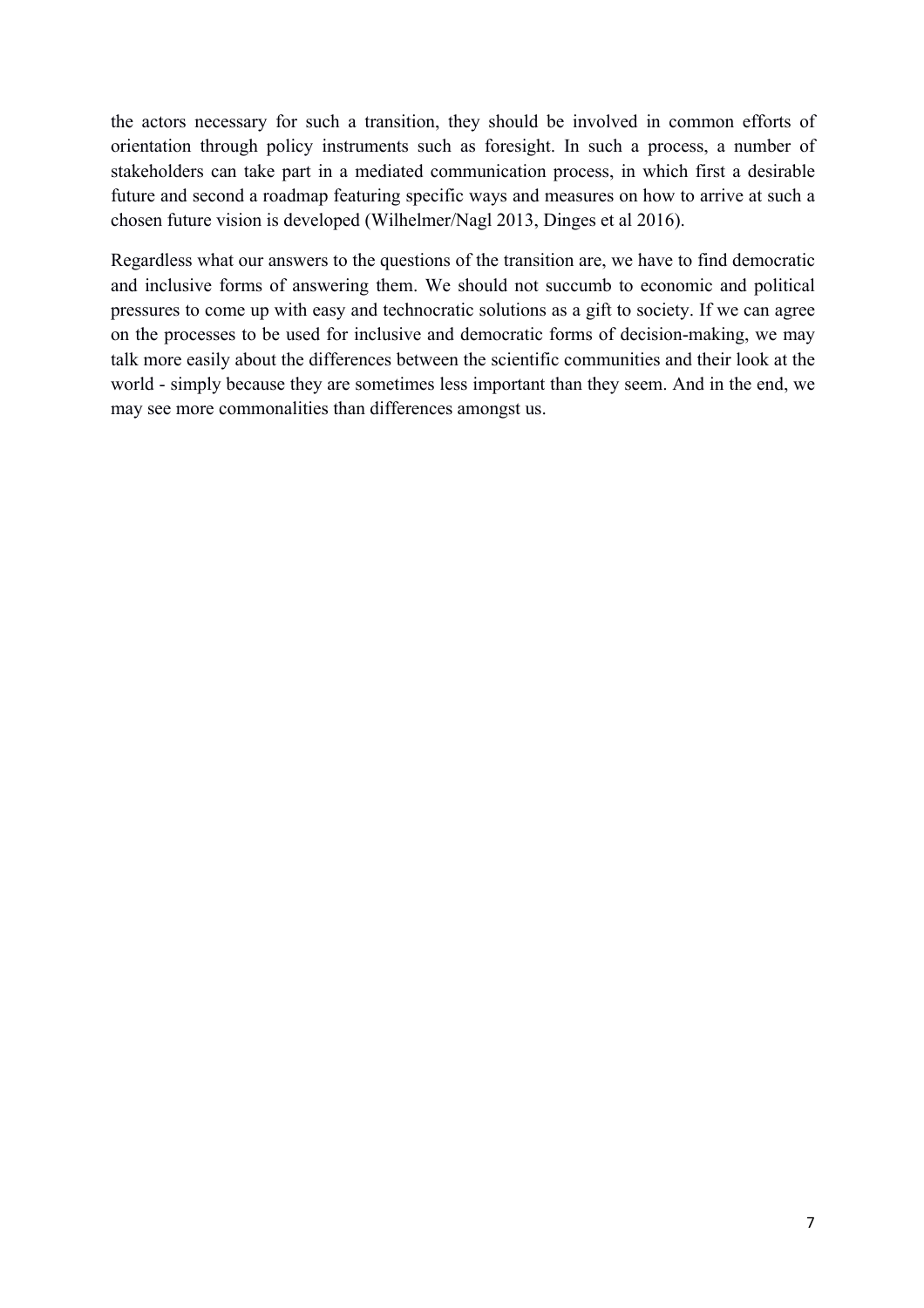the actors necessary for such a transition, they should be involved in common efforts of orientation through policy instruments such as foresight. In such a process, a number of stakeholders can take part in a mediated communication process, in which first a desirable future and second a roadmap featuring specific ways and measures on how to arrive at such a chosen future vision is developed (Wilhelmer/Nagl 2013, Dinges et al 2016).

Regardless what our answers to the questions of the transition are, we have to find democratic and inclusive forms of answering them. We should not succumb to economic and political pressures to come up with easy and technocratic solutions as a gift to society. If we can agree on the processes to be used for inclusive and democratic forms of decision-making, we may talk more easily about the differences between the scientific communities and their look at the world - simply because they are sometimes less important than they seem. And in the end, we may see more commonalities than differences amongst us.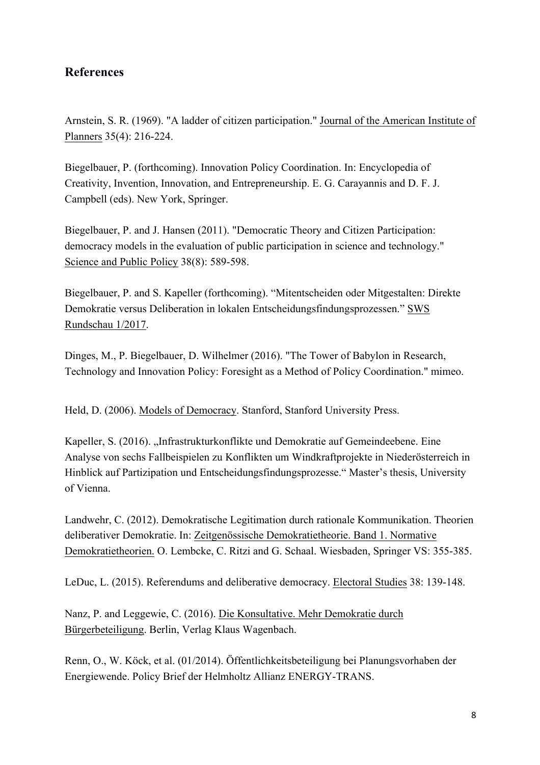## References

Arnstein, S. R. (1969). "A ladder of citizen participation." Journal of the American Institute of Planners 35(4): 216-224.

Biegelbauer, P. (forthcoming). Innovation Policy Coordination. In: Encyclopedia of Creativity, Invention, Innovation, and Entrepreneurship. E. G. Carayannis and D. F. J. Campbell (eds). New York, Springer.

Biegelbauer, P. and J. Hansen (2011). "Democratic Theory and Citizen Participation: democracy models in the evaluation of public participation in science and technology." Science and Public Policy 38(8): 589-598.

Biegelbauer, P. and S. Kapeller (forthcoming). "Mitentscheiden oder Mitgestalten: Direkte Demokratie versus Deliberation in lokalen Entscheidungsfindungsprozessen." SWS Rundschau 1/2017.

Dinges, M., P. Biegelbauer, D. Wilhelmer (2016). "The Tower of Babylon in Research, Technology and Innovation Policy: Foresight as a Method of Policy Coordination." mimeo.

Held, D. (2006). Models of Democracy. Stanford, Stanford University Press.

Kapeller, S. (2016). „Infrastrukturkonflikte und Demokratie auf Gemeindeebene. Eine Analyse von sechs Fallbeispielen zu Konflikten um Windkraftprojekte in Niederösterreich in Hinblick auf Partizipation und Entscheidungsfindungsprozesse." Master's thesis, University of Vienna.

Landwehr, C. (2012). Demokratische Legitimation durch rationale Kommunikation. Theorien deliberativer Demokratie. In: Zeitgenössische Demokratietheorie. Band 1. Normative Demokratietheorien. O. Lembcke, C. Ritzi and G. Schaal. Wiesbaden, Springer VS: 355-385.

LeDuc, L. (2015). Referendums and deliberative democracy. Electoral Studies 38: 139-148.

Nanz, P. and Leggewie, C. (2016). Die Konsultative. Mehr Demokratie durch Bürgerbeteiligung. Berlin, Verlag Klaus Wagenbach.

Renn, O., W. Köck, et al. (01/2014). Öffentlichkeitsbeteiligung bei Planungsvorhaben der Energiewende. Policy Brief der Helmholtz Allianz ENERGY-TRANS.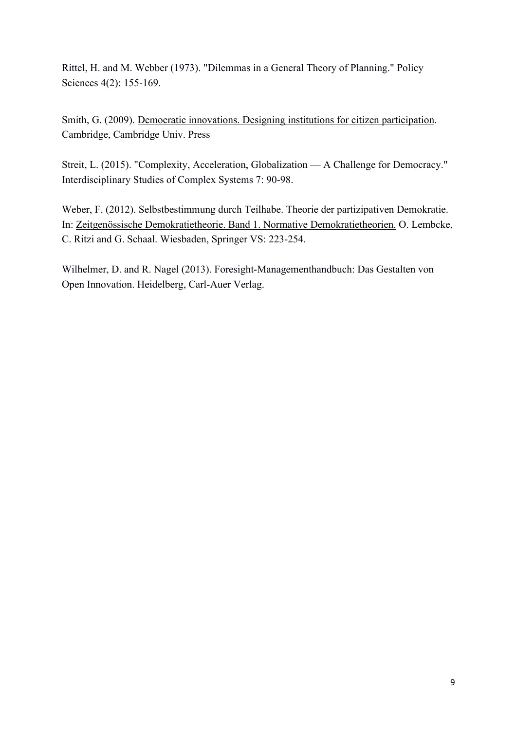Rittel, H. and M. Webber (1973). "Dilemmas in a General Theory of Planning." Policy Sciences 4(2): 155-169.

Smith, G. (2009). Democratic innovations. Designing institutions for citizen participation. Cambridge, Cambridge Univ. Press

Streit, L. (2015). "Complexity, Acceleration, Globalization — A Challenge for Democracy." Interdisciplinary Studies of Complex Systems 7: 90-98.

Weber, F. (2012). Selbstbestimmung durch Teilhabe. Theorie der partizipativen Demokratie. In: Zeitgenössische Demokratietheorie. Band 1. Normative Demokratietheorien. O. Lembcke, C. Ritzi and G. Schaal. Wiesbaden, Springer VS: 223-254.

Wilhelmer, D. and R. Nagel (2013). Foresight-Managementhandbuch: Das Gestalten von Open Innovation. Heidelberg, Carl-Auer Verlag.